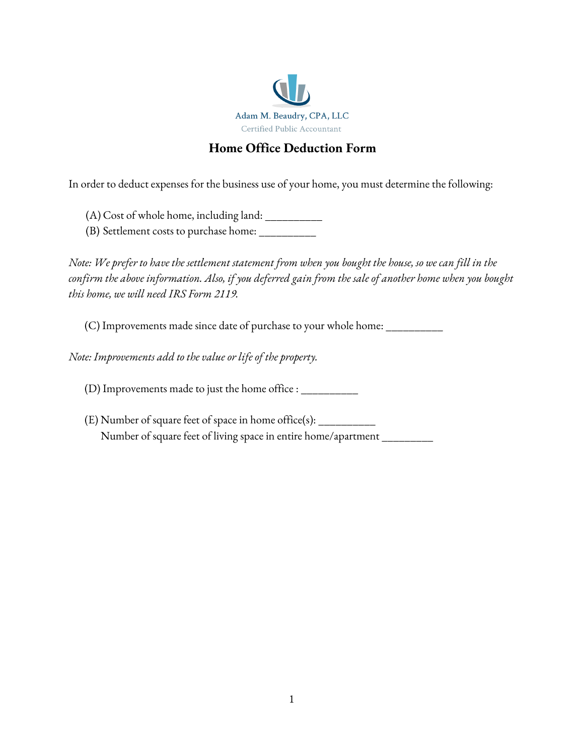Adam M. Beaudry, CPA, LLC

Certified Public Accountant

# Home Office Deduction Form

In order to deduct expenses for the business use of your home, you must determine the following:

(A) Cost of whole home, including land: __________

(B) Settlement costs to purchase home: __________

*Note: We prefer to have the settlement statement from when you bought the house, so we can fill in the confirm the above information. Also, if you deferred gain from the sale of another home when you bought this home, we will need IRS Form 2119.*

(C) Improvements made since date of purchase to your whole home: __________

*Note: Improvements add to the value or life of the property.*

(D) Improvements made to just the home office : __________

(E) Number of square feet of space in home office(s): __________

Number of square feet of living space in entire home/apartment _________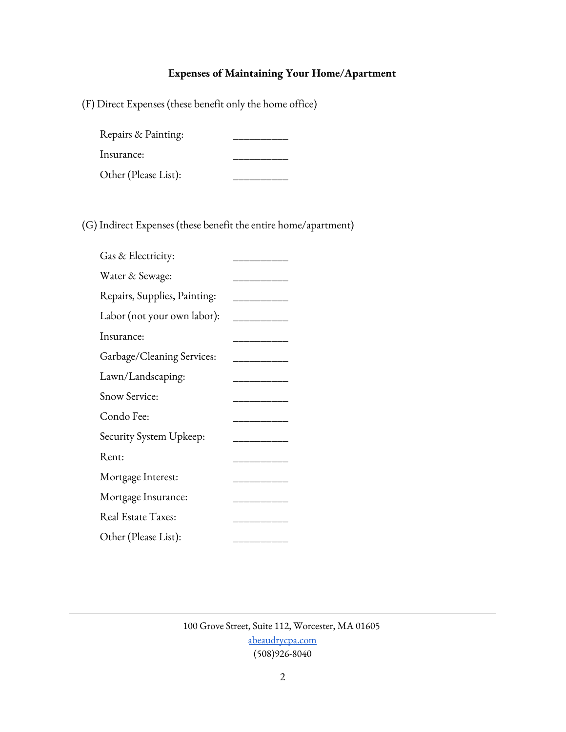## Expenses of Maintaining Your Home/Apartment

(F) Direct Expenses (these benefit only the home office)

Repairs & Painting: __________

Insurance: __________

Other (Please List): __________

(G) Indirect Expenses (these benefit the entire home/apartment)

Gas & Electricity: __________

Water & Sewage: __________

Repairs, Supplies, Painting: __________

Labor (not your own labor): __________

Insurance: __________

Garbage/Cleaning Services: __________

Lawn/Landscaping: __________

Snow Service: __________

Condo Fee: __________

Security System Upkeep: __________

Rent: __________

Mortgage Interest: __________

Mortgage Insurance: __________

Real Estate Taxes: __________

Other (Please List): __________

100 Grove Street, Suite 112, Worcester, MA 01605
[abeaudrycpa.com](abeaudrycpa.com)
(508)926-8040